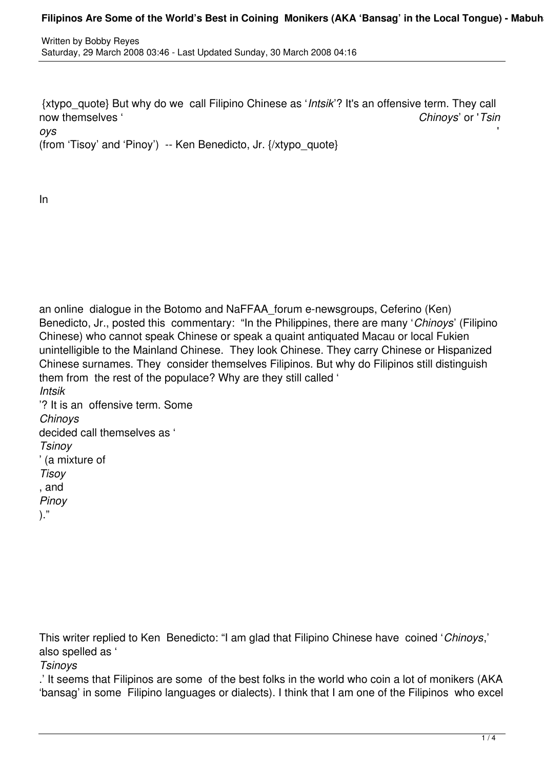# Filipinos Are Some of the World's Best in Coining Monikers (AKA 'Bansag' in the Local Tongue)

Written by Bobby Reyes
Saturday, 29 March 2008 03:46 - Last Updated Sunday, 30 March 2008 04:16

{xtypo_quote} But why do we call Filipino Chinese as '*Intsik*'? It's an offensive term. They call now themselves '*Chinoys*' or '*Tsinoys*' (from 'Tisoy' and 'Pinoy') -- Ken Benedicto, Jr. {/xtypo_quote}

In an online dialogue in the Botomo and NaFFAA_forum e-newsgroups, Ceferino (Ken) Benedicto, Jr., posted this commentary: "In the Philippines, there are many '*Chinoys*' (Filipino Chinese) who cannot speak Chinese or speak a quaint antiquated Macau or local Fukien unintelligible to the Mainland Chinese. They look Chinese. They carry Chinese or Hispanized Chinese surnames. They consider themselves Filipinos. But why do Filipinos still distinguish them from the rest of the populace? Why are they still called '*Intsik*'? It is an offensive term. Some *Chinoys* decided call themselves as '*Tsinoy*' (a mixture of *Tisoy*, and *Pinoy*)."

This writer replied to Ken Benedicto: "I am glad that Filipino Chinese have coined '*Chinoys*,' also spelled as '*Tsinoys*.' It seems that Filipinos are some of the best folks in the world who coin a lot of monikers (AKA 'bansag' in some Filipino languages or dialects). I think that I am one of the Filipinos who excel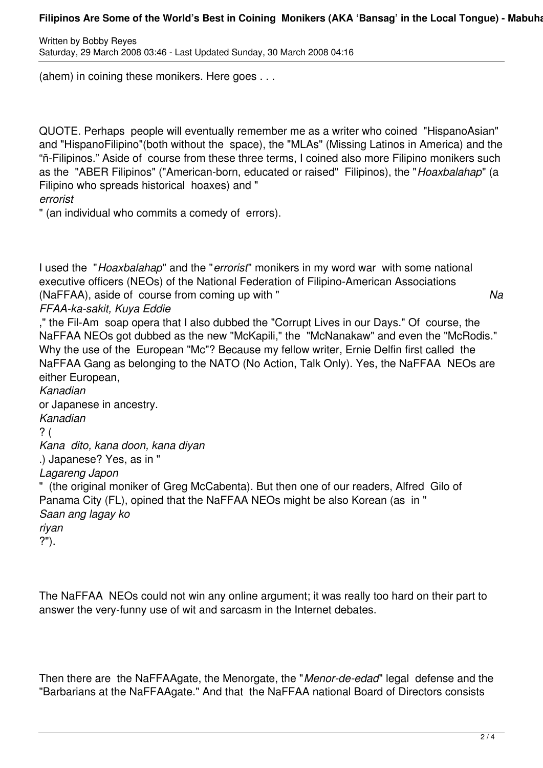(ahem) in coining these monikers. Here goes . . .

QUOTE. Perhaps people will eventually remember me as a writer who coined "HispanoAsian" and "HispanoFilipino"(both without the space), the "MLAs" (Missing Latinos in America) and the "ñ-Filipinos." Aside of course from these three terms, I coined also more Filipino monikers such as the "ABER Filipinos" ("American-born, educated or raised" Filipinos), the "*Hoaxbalahap*" (a Filipino who spreads historical hoaxes) and "*errorist*" (an individual who commits a comedy of errors).

I used the "*Hoaxbalahap*" and the "*errorist*" monikers in my word war with some national executive officers (NEOs) of the National Federation of Filipino-American Associations (NaFFAA), aside of course from coming up with "*Na FFAA-ka-sakit, Kuya Eddie*," the Fil-Am soap opera that I also dubbed the "Corrupt Lives in our Days." Of course, the NaFFAA NEOs got dubbed as the new "McKapili," the "McNanakaw" and even the "McRodis." Why the use of the European "Mc"? Because my fellow writer, Ernie Delfin first called the NaFFAA Gang as belonging to the NATO (No Action, Talk Only). Yes, the NaFFAA NEOs are either European, *Kanadian* or Japanese in ancestry. *Kanadian*? (*Kana dito, kana doon, kana diyan*.) Japanese? Yes, as in "*Lagareng Japon*" (the original moniker of Greg McCabenta). But then one of our readers, Alfred Gilo of Panama City (FL), opined that the NaFFAA NEOs might be also Korean (as in "*Saan ang lagay ko riyan*?").

The NaFFAA NEOs could not win any online argument; it was really too hard on their part to answer the very-funny use of wit and sarcasm in the Internet debates.

Then there are the NaFFAAgate, the Menorgate, the "*Menor-de-edad*" legal defense and the "Barbarians at the NaFFAAgate." And that the NaFFAA national Board of Directors consists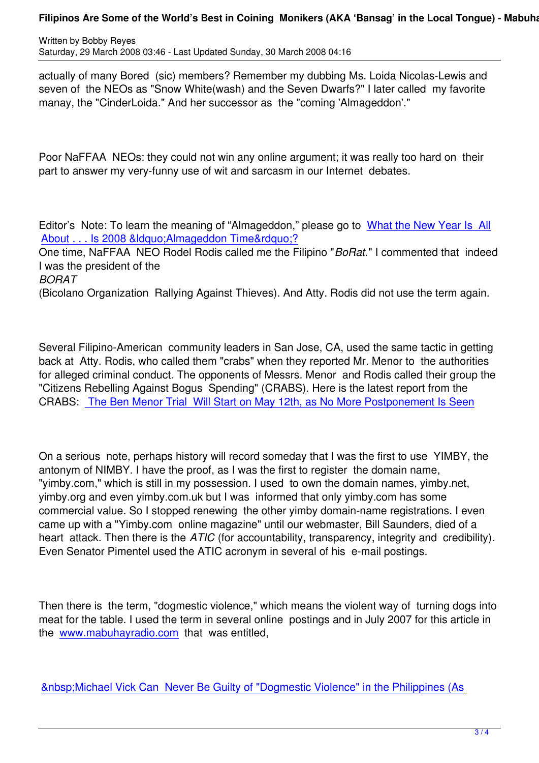actually of many Bored (sic) members? Remember my dubbing Ms. Loida Nicolas-Lewis and seven of the NEOs as "Snow White(wash) and the Seven Dwarfs?" I later called my favorite manay, the "CinderLoida." And her successor as the "coming 'Almageddon'."

Poor NaFFAA NEOs: they could not win any online argument; it was really too hard on their part to answer my very-funny use of wit and sarcasm in our Internet debates.

Editor's Note: To learn the meaning of "Almageddon," please go to [What the New Year Is All About . . . Is 2008 &ldquo;Almageddon Time&rdquo;?]

One time, NaFFAA NEO Rodel Rodis called me the Filipino "*BoRat.*" I commented that indeed I was the president of the *BORAT* (Bicolano Organization Rallying Against Thieves). And Atty. Rodis did not use the term again.

Several Filipino-American community leaders in San Jose, CA, used the same tactic in getting back at Atty. Rodis, who called them "crabs" when they reported Mr. Menor to the authorities for alleged criminal conduct. The opponents of Messrs. Menor and Rodis called their group the "Citizens Rebelling Against Bogus Spending" (CRABS). Here is the latest report from the CRABS: [The Ben Menor Trial Will Start on May 12th, as No More Postponement Is Seen]

On a serious note, perhaps history will record someday that I was the first to use YIMBY, the antonym of NIMBY. I have the proof, as I was the first to register the domain name, "yimby.com," which is still in my possession. I used to own the domain names, yimby.net, yimby.org and even yimby.com.uk but I was informed that only yimby.com has some commercial value. So I stopped renewing the other yimby domain-name registrations. I even came up with a "Yimby.com online magazine" until our webmaster, Bill Saunders, died of a heart attack. Then there is the *ATIC* (for accountability, transparency, integrity and credibility). Even Senator Pimentel used the ATIC acronym in several of his e-mail postings.

Then there is the term, "dogmestic violence," which means the violent way of turning dogs into meat for the table. I used the term in several online postings and in July 2007 for this article in the [www.mabuhayradio.com] that was entitled,

[&nbsp;Michael Vick Can Never Be Guilty of "Dogmestic Violence" in the Philippines (As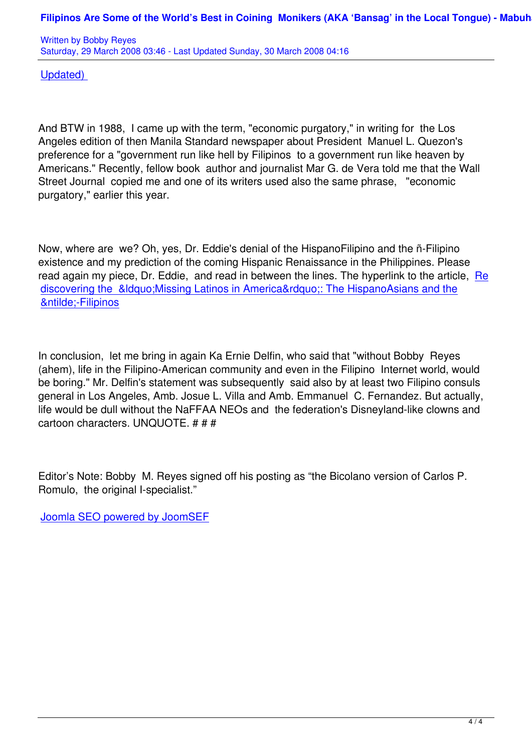[Updated)](#)

And BTW in 1988, I came up with the term, "economic purgatory," in writing for the Los Angeles edition of then Manila Standard newspaper about President Manuel L. Quezon's preference for a "government run like hell by Filipinos to a government run like heaven by Americans." Recently, fellow book author and journalist Mar G. de Vera told me that the Wall Street Journal copied me and one of its writers used also the same phrase, "economic purgatory," earlier this year.

Now, where are we? Oh, yes, Dr. Eddie's denial of the HispanoFilipino and the ñ-Filipino existence and my prediction of the coming Hispanic Renaissance in the Philippines. Please read again my piece, Dr. Eddie, and read in between the lines. The hyperlink to the article, [Re discovering the &ldquo;Missing Latinos in America&rdquo;: The HispanoAsians and the &ntilde;-Filipinos](#)

In conclusion, let me bring in again Ka Ernie Delfin, who said that "without Bobby Reyes (ahem), life in the Filipino-American community and even in the Filipino Internet world, would be boring." Mr. Delfin's statement was subsequently said also by at least two Filipino consuls general in Los Angeles, Amb. Josue L. Villa and Amb. Emmanuel C. Fernandez. But actually, life would be dull without the NaFFAA NEOs and the federation's Disneyland-like clowns and cartoon characters. UNQUOTE. # # #

Editor's Note: Bobby M. Reyes signed off his posting as "the Bicolano version of Carlos P. Romulo, the original I-specialist."

[Joomla SEO powered by JoomSEF](#)